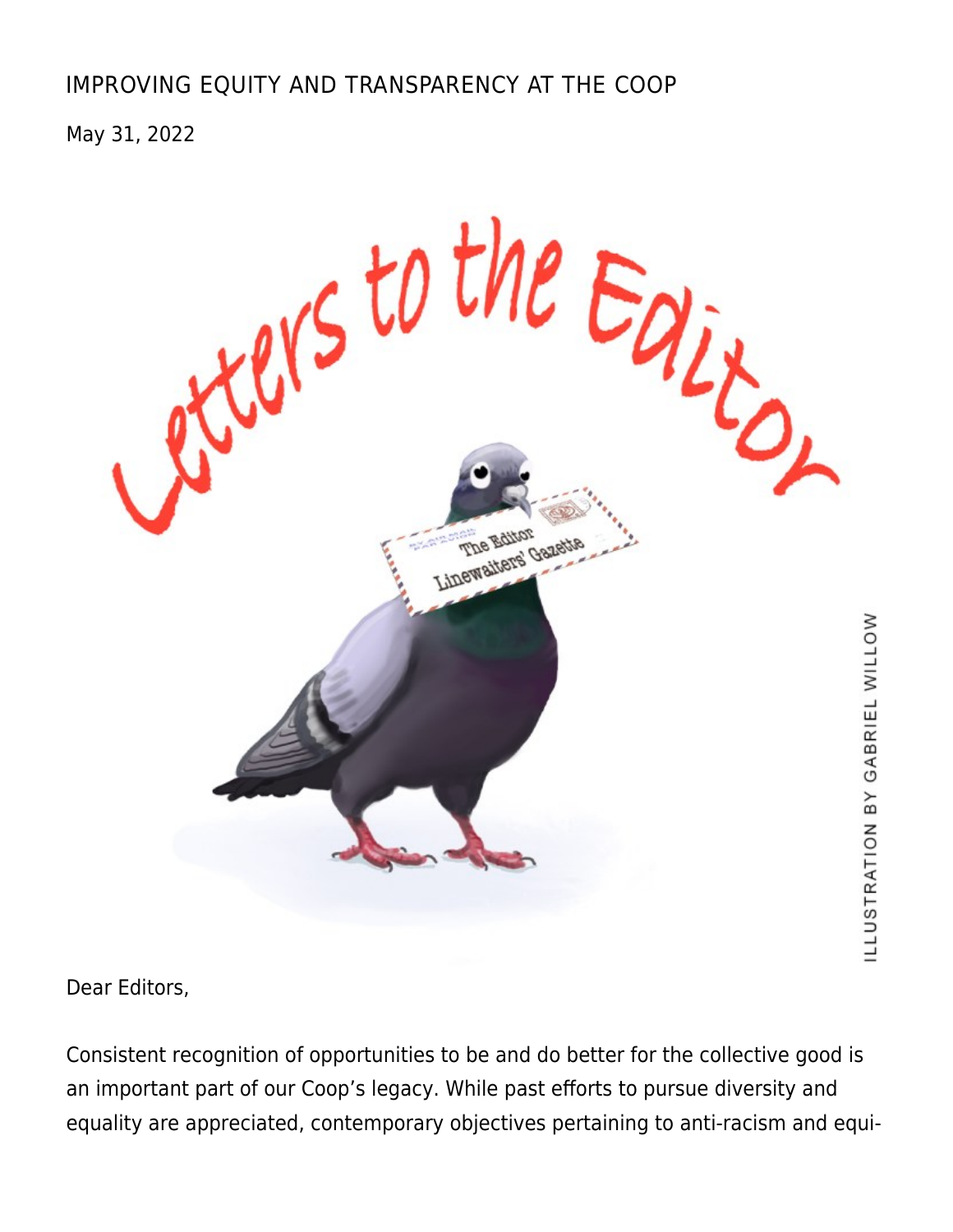# IMPROVING EQUITY AND TRANSPARENCY AT THE COOP

May 31, 2022

ILLUSTRATION BY GABRIEL WILLOW

Dear Editors,

Consistent recognition of opportunities to be and do better for the collective good is an important part of our Coop's legacy. While past efforts to pursue diversity and equality are appreciated, contemporary objectives pertaining to anti-racism and equi-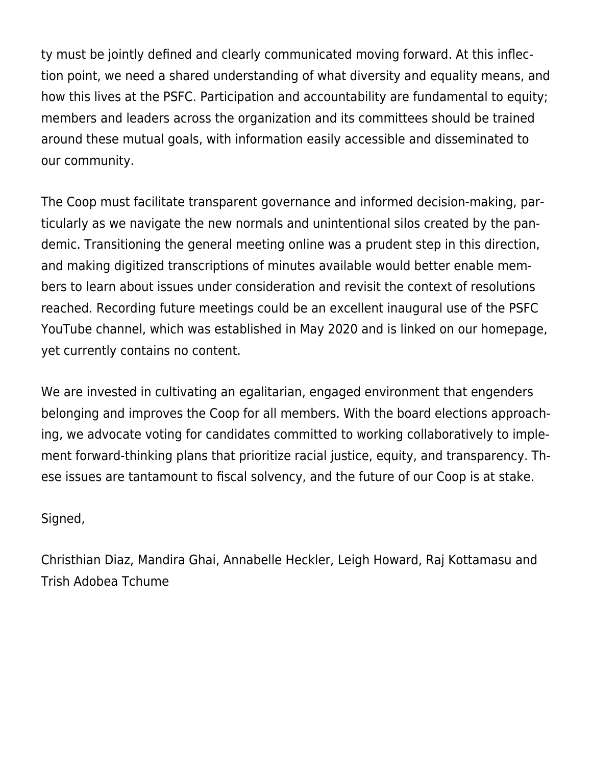ty must be jointly defined and clearly communicated moving forward. At this inflection point, we need a shared understanding of what diversity and equality means, and how this lives at the PSFC. Participation and accountability are fundamental to equity; members and leaders across the organization and its committees should be trained around these mutual goals, with information easily accessible and disseminated to our community.

The Coop must facilitate transparent governance and informed decision-making, particularly as we navigate the new normals and unintentional silos created by the pandemic. Transitioning the general meeting online was a prudent step in this direction, and making digitized transcriptions of minutes available would better enable members to learn about issues under consideration and revisit the context of resolutions reached. Recording future meetings could be an excellent inaugural use of the PSFC YouTube channel, which was established in May 2020 and is linked on our homepage, yet currently contains no content.

We are invested in cultivating an egalitarian, engaged environment that engenders belonging and improves the Coop for all members. With the board elections approaching, we advocate voting for candidates committed to working collaboratively to implement forward-thinking plans that prioritize racial justice, equity, and transparency. These issues are tantamount to fiscal solvency, and the future of our Coop is at stake.

Signed,

Christhian Diaz, Mandira Ghai, Annabelle Heckler, Leigh Howard, Raj Kottamasu and Trish Adobea Tchume